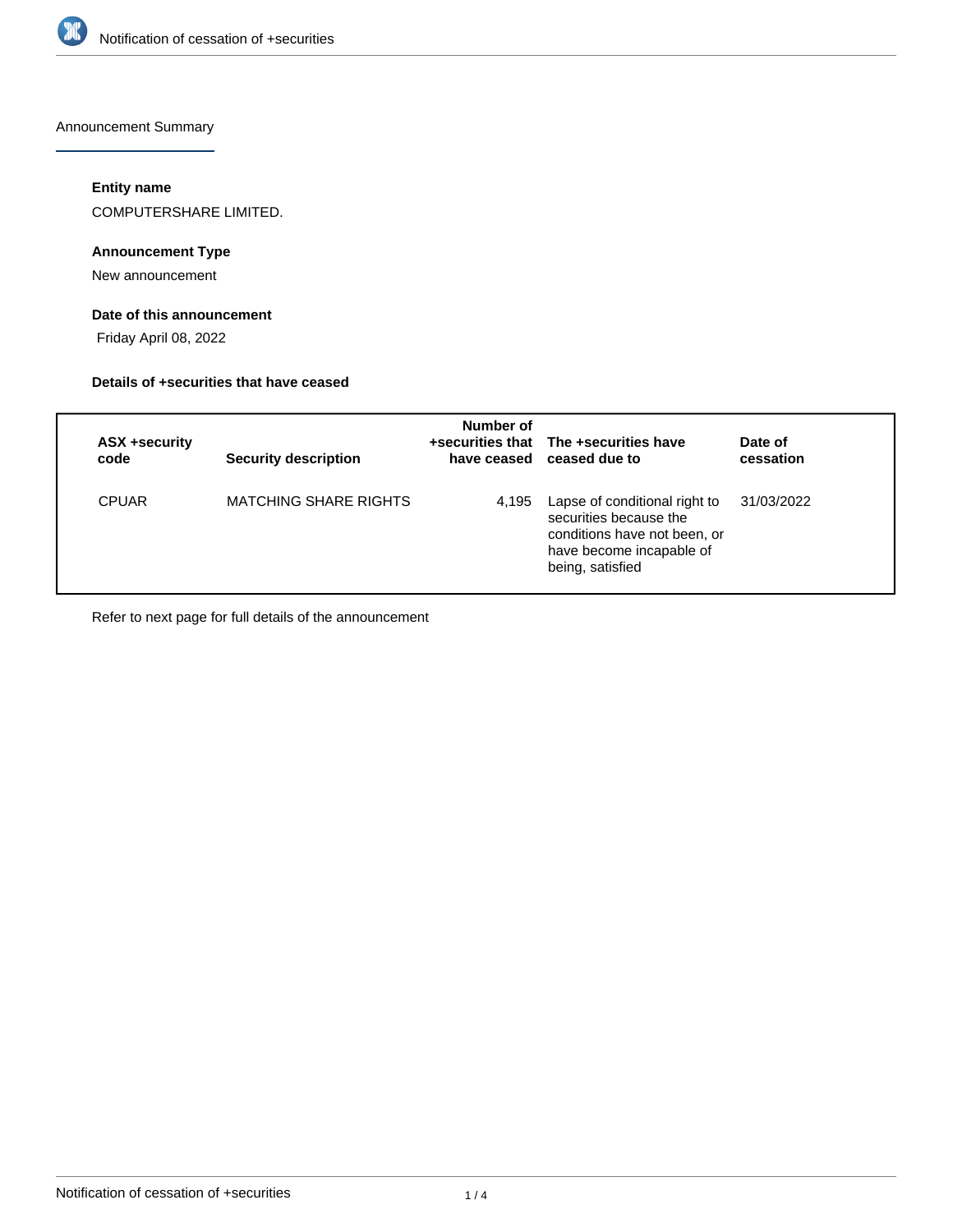# Notification of cessation of +securities

## Announcement Summary

### Entity name

COMPUTERSHARE LIMITED.

### Announcement Type

New announcement

### Date of this announcement

Friday April 08, 2022

### Details of +securities that have ceased

| ASX +security code | Security description | Number of +securities that have ceased | The +securities have ceased due to | Date of cessation |
|---|---|---|---|---|
| CPUAR | MATCHING SHARE RIGHTS | 4,195 | Lapse of conditional right to securities because the conditions have not been, or have become incapable of being, satisfied | 31/03/2022 |

Refer to next page for full details of the announcement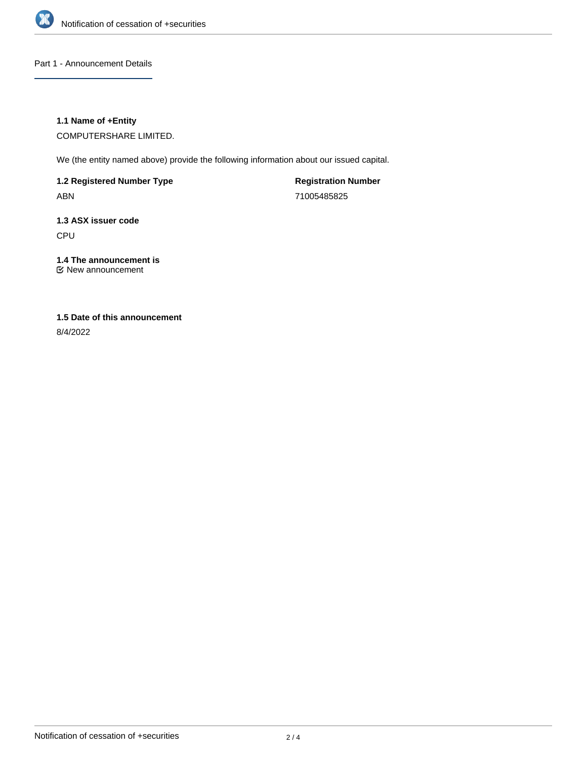## Part 1 - Announcement Details

### 1.1 Name of +Entity

COMPUTERSHARE LIMITED.

We (the entity named above) provide the following information about our issued capital.

| 1.2 Registered Number Type | Registration Number |
| --- | --- |
| ABN | 71005485825 |

### 1.3 ASX issuer code

CPU

### 1.4 The announcement is

New announcement

### 1.5 Date of this announcement

8/4/2022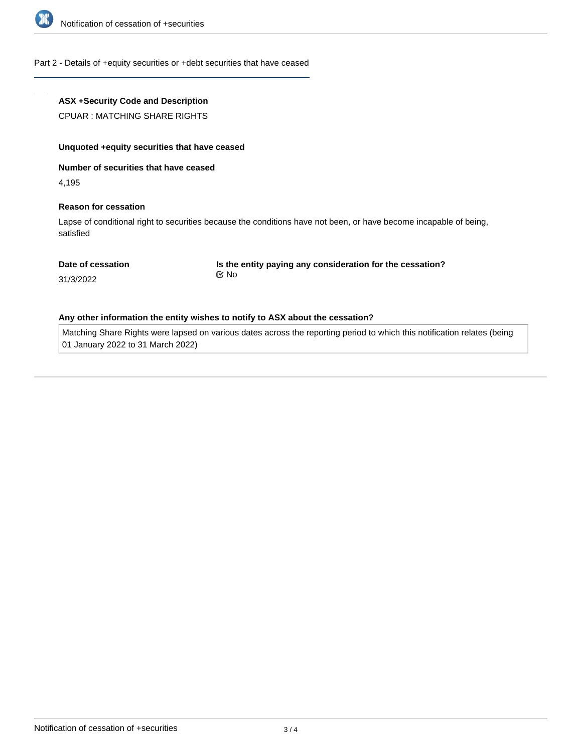Part 2 - Details of +equity securities or +debt securities that have ceased

**ASX +Security Code and Description**

CPUAR : MATCHING SHARE RIGHTS

**Unquoted +equity securities that have ceased**

**Number of securities that have ceased**

4,195

**Reason for cessation**

Lapse of conditional right to securities because the conditions have not been, or have become incapable of being, satisfied

**Date of cessation**

31/3/2022

**Is the entity paying any consideration for the cessation?**

No

**Any other information the entity wishes to notify to ASX about the cessation?**

Matching Share Rights were lapsed on various dates across the reporting period to which this notification relates (being 01 January 2022 to 31 March 2022)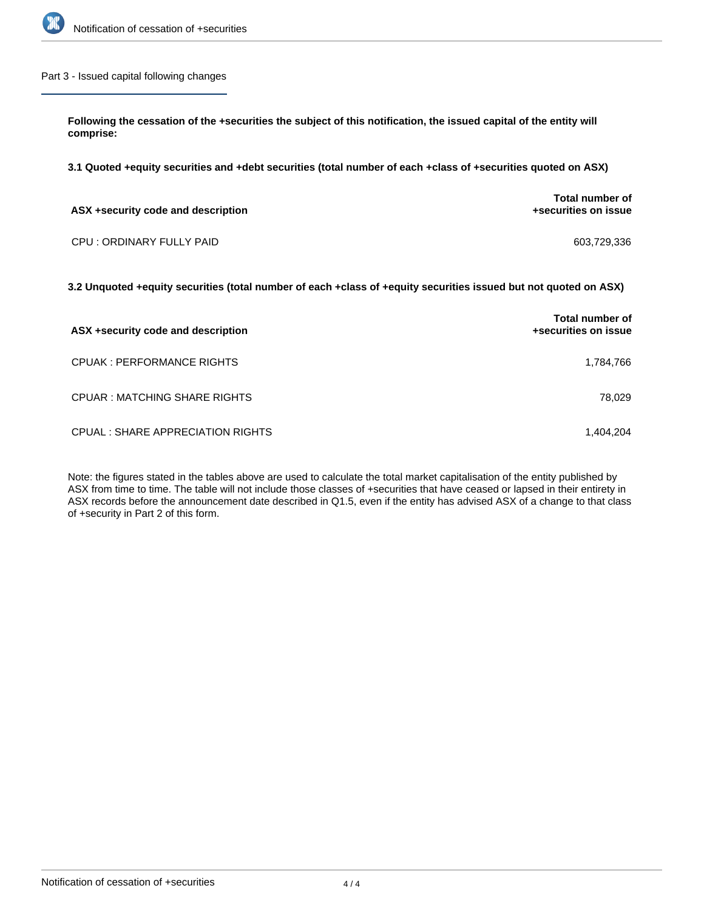## Part 3 - Issued capital following changes

**Following the cessation of the +securities the subject of this notification, the issued capital of the entity will comprise:**

**3.1 Quoted +equity securities and +debt securities (total number of each +class of +securities quoted on ASX)**

| ASX +security code and description | Total number of +securities on issue |
|---|---|
| CPU : ORDINARY FULLY PAID | 603,729,336 |

**3.2 Unquoted +equity securities (total number of each +class of +equity securities issued but not quoted on ASX)**

| ASX +security code and description | Total number of +securities on issue |
|---|---|
| CPUAK : PERFORMANCE RIGHTS | 1,784,766 |
| CPUAR : MATCHING SHARE RIGHTS | 78,029 |
| CPUAL : SHARE APPRECIATION RIGHTS | 1,404,204 |

Note: the figures stated in the tables above are used to calculate the total market capitalisation of the entity published by ASX from time to time. The table will not include those classes of +securities that have ceased or lapsed in their entirety in ASX records before the announcement date described in Q1.5, even if the entity has advised ASX of a change to that class of +security in Part 2 of this form.